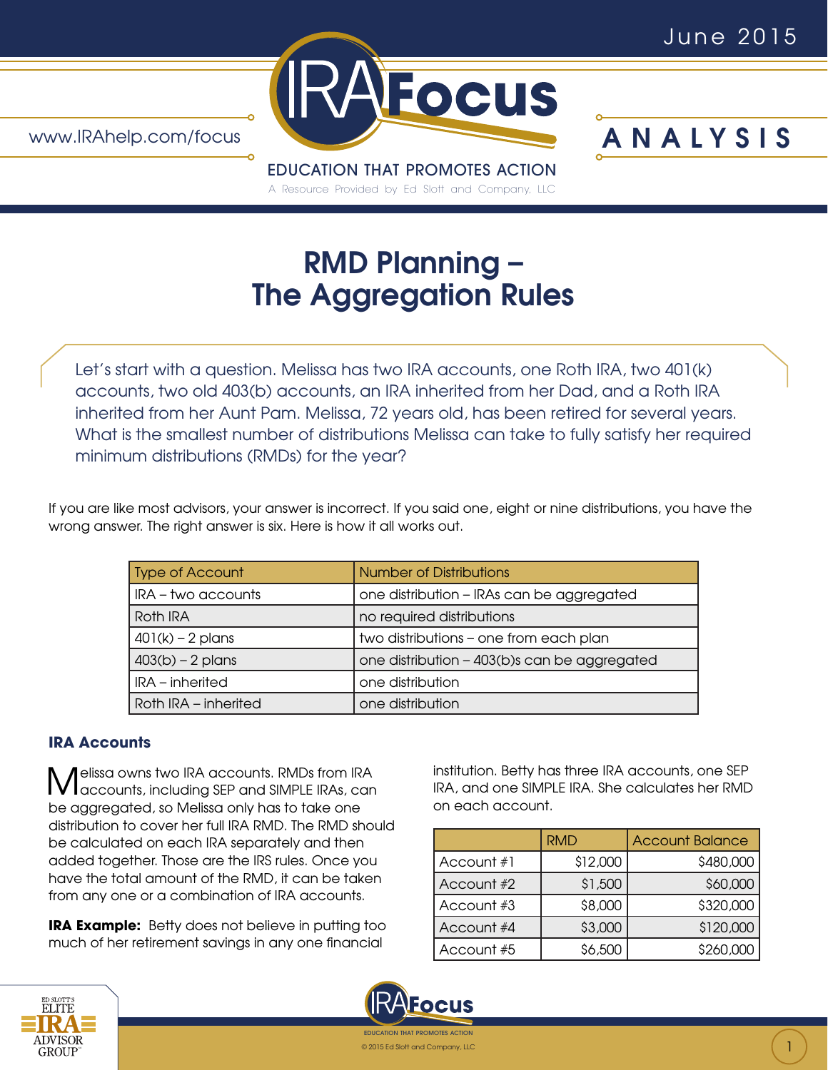# RMD Planning – The Aggregation Rules

Let's start with a question. Melissa has two IRA accounts, one Roth IRA, two 401(k) accounts, two old 403(b) accounts, an IRA inherited from her Dad, and a Roth IRA inherited from her Aunt Pam. Melissa, 72 years old, has been retired for several years. What is the smallest number of distributions Melissa can take to fully satisfy her required minimum distributions (RMDs) for the year?

If you are like most advisors, your answer is incorrect. If you said one, eight or nine distributions, you have the wrong answer. The right answer is six. Here is how it all works out.

| Type of Account | Number of Distributions |
|---|---|
| IRA – two accounts | one distribution – IRAs can be aggregated |
| Roth IRA | no required distributions |
| 401(k) – 2 plans | two distributions – one from each plan |
| 403(b) – 2 plans | one distribution – 403(b)s can be aggregated |
| IRA – inherited | one distribution |
| Roth IRA – inherited | one distribution |

### IRA Accounts

Melissa owns two IRA accounts. RMDs from IRA accounts, including SEP and SIMPLE IRAs, can be aggregated, so Melissa only has to take one distribution to cover her full IRA RMD. The RMD should be calculated on each IRA separately and then added together. Those are the IRS rules. Once you have the total amount of the RMD, it can be taken from any one or a combination of IRA accounts.

**IRA Example:** Betty does not believe in putting too much of her retirement savings in any one financial institution. Betty has three IRA accounts, one SEP IRA, and one SIMPLE IRA. She calculates her RMD on each account.

| | RMD | Account Balance |
|---|---|---|
| Account #1 | $12,000 | $480,000 |
| Account #2 | $1,500 | $60,000 |
| Account #3 | $8,000 | $320,000 |
| Account #4 | $3,000 | $120,000 |
| Account #5 | $6,500 | $260,000 |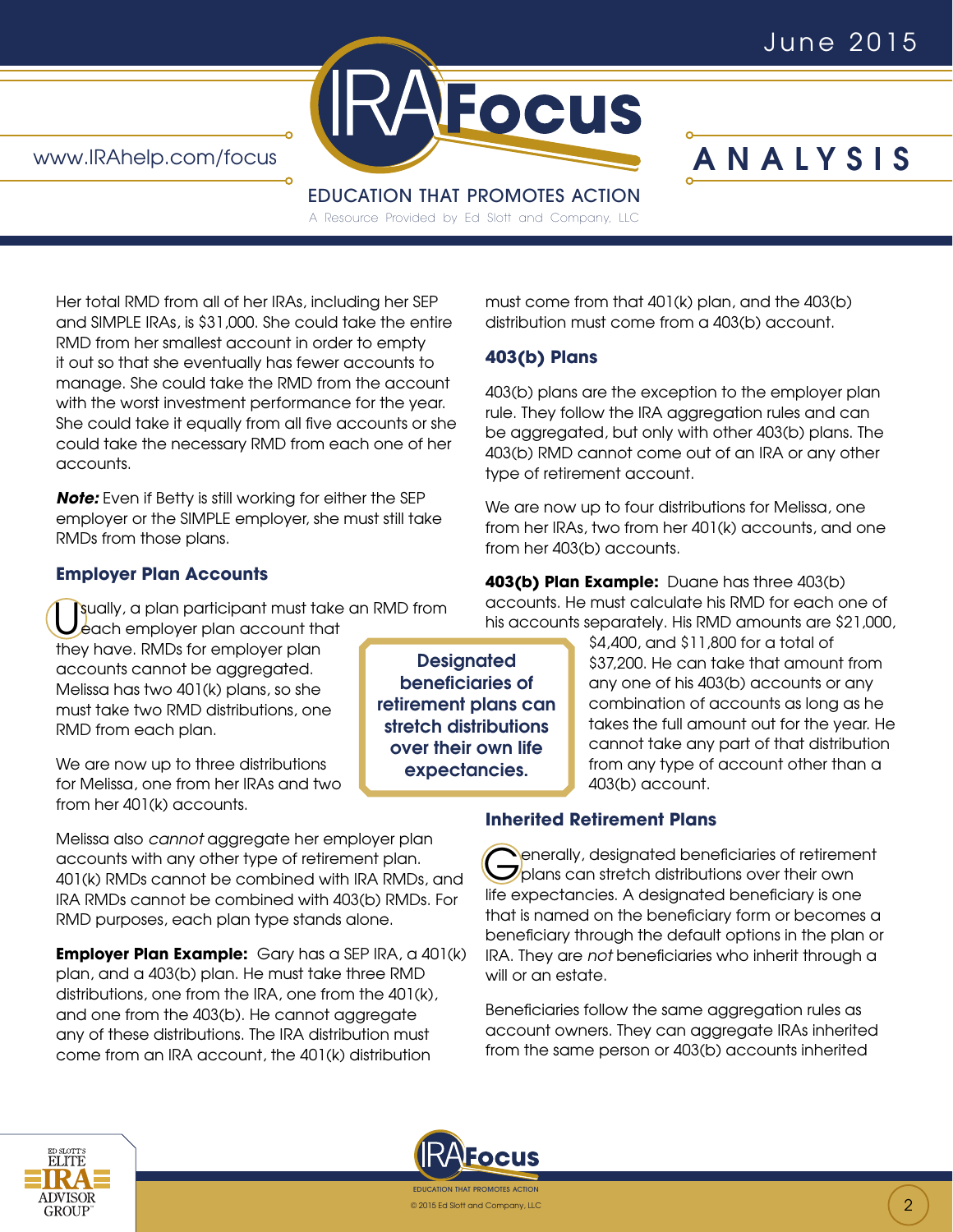Her total RMD from all of her IRAs, including her SEP and SIMPLE IRAs, is $31,000. She could take the entire RMD from her smallest account in order to empty it out so that she eventually has fewer accounts to manage. She could take the RMD from the account with the worst investment performance for the year. She could take it equally from all five accounts or she could take the necessary RMD from each one of her accounts.

***Note:*** Even if Betty is still working for either the SEP employer or the SIMPLE employer, she must still take RMDs from those plans.

### Employer Plan Accounts

Usually, a plan participant must take an RMD from each employer plan account that they have. RMDs for employer plan accounts cannot be aggregated. Melissa has two 401(k) plans, so she must take two RMD distributions, one RMD from each plan.

We are now up to three distributions for Melissa, one from her IRAs and two from her 401(k) accounts.

Melissa also *cannot* aggregate her employer plan accounts with any other type of retirement plan. 401(k) RMDs cannot be combined with IRA RMDs, and IRA RMDs cannot be combined with 403(b) RMDs. For RMD purposes, each plan type stands alone.

**Employer Plan Example:** Gary has a SEP IRA, a 401(k) plan, and a 403(b) plan. He must take three RMD distributions, one from the IRA, one from the 401(k), and one from the 403(b). He cannot aggregate any of these distributions. The IRA distribution must come from an IRA account, the 401(k) distribution must come from that 401(k) plan, and the 403(b) distribution must come from a 403(b) account.

### 403(b) Plans

403(b) plans are the exception to the employer plan rule. They follow the IRA aggregation rules and can be aggregated, but only with other 403(b) plans. The 403(b) RMD cannot come out of an IRA or any other type of retirement account.

We are now up to four distributions for Melissa, one from her IRAs, two from her 401(k) accounts, and one from her 403(b) accounts.

**403(b) Plan Example:** Duane has three 403(b) accounts. He must calculate his RMD for each one of his accounts separately. His RMD amounts are $21,000, $4,400, and $11,800 for a total of $37,200. He can take that amount from any one of his 403(b) accounts or any combination of accounts as long as he takes the full amount out for the year. He cannot take any part of that distribution from any type of account other than a 403(b) account.

**Designated beneficiaries of retirement plans can stretch distributions over their own life expectancies.**

### Inherited Retirement Plans

Generally, designated beneficiaries of retirement plans can stretch distributions over their own life expectancies. A designated beneficiary is one that is named on the beneficiary form or becomes a beneficiary through the default options in the plan or IRA. They are *not* beneficiaries who inherit through a will or an estate.

Beneficiaries follow the same aggregation rules as account owners. They can aggregate IRAs inherited from the same person or 403(b) accounts inherited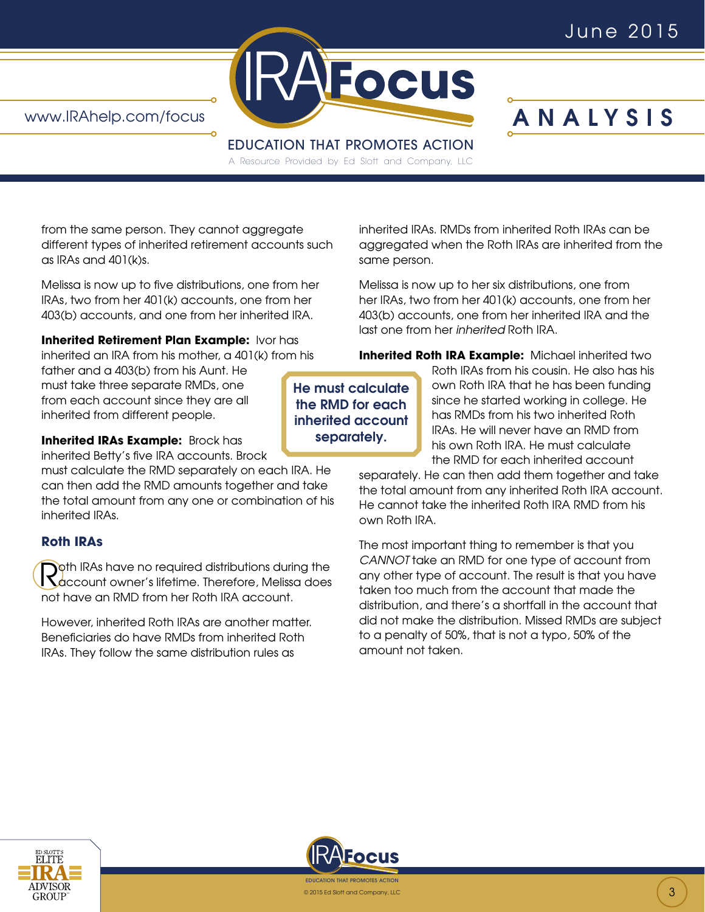from the same person. They cannot aggregate different types of inherited retirement accounts such as IRAs and 401(k)s.

Melissa is now up to five distributions, one from her IRAs, two from her 401(k) accounts, one from her 403(b) accounts, and one from her inherited IRA.

**Inherited Retirement Plan Example:** Ivor has inherited an IRA from his mother, a 401(k) from his father and a 403(b) from his Aunt. He must take three separate RMDs, one from each account since they are all inherited from different people.

**Inherited IRAs Example:** Brock has inherited Betty's five IRA accounts. Brock must calculate the RMD separately on each IRA. He can then add the RMD amounts together and take the total amount from any one or combination of his inherited IRAs.

**He must calculate the RMD for each inherited account separately.**

### Roth IRAs

Roth IRAs have no required distributions during the account owner's lifetime. Therefore, Melissa does not have an RMD from her Roth IRA account.

However, inherited Roth IRAs are another matter. Beneficiaries do have RMDs from inherited Roth IRAs. They follow the same distribution rules as inherited IRAs. RMDs from inherited Roth IRAs can be aggregated when the Roth IRAs are inherited from the same person.

Melissa is now up to her six distributions, one from her IRAs, two from her 401(k) accounts, one from her 403(b) accounts, one from her inherited IRA and the last one from her *inherited* Roth IRA.

**Inherited Roth IRA Example:** Michael inherited two Roth IRAs from his cousin. He also has his own Roth IRA that he has been funding since he started working in college. He has RMDs from his two inherited Roth IRAs. He will never have an RMD from his own Roth IRA. He must calculate the RMD for each inherited account separately. He can then add them together and take the total amount from any inherited Roth IRA account. He cannot take the inherited Roth IRA RMD from his own Roth IRA.

The most important thing to remember is that you *CANNOT* take an RMD for one type of account from any other type of account. The result is that you have taken too much from the account that made the distribution, and there's a shortfall in the account that did not make the distribution. Missed RMDs are subject to a penalty of 50%, that is not a typo, 50% of the amount not taken.